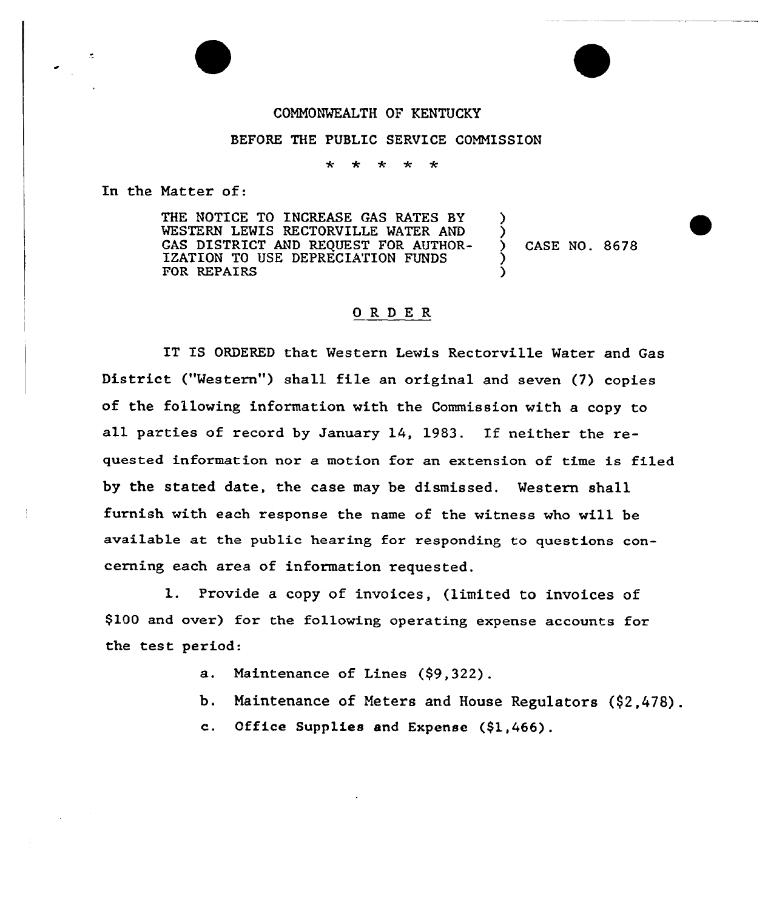COMMONWEALTH OF KENTUCKY

BEFORE THE PUBLIC SERVICE COMMISSION

\* \* \* \* \*

In the Matter of:

THE NOTICE TO INCREASE GAS RATES BY WESTERN LEWIS RECTORVILLE WATER AND GAS DISTRICT AND REQUEST FOR AUTHORIZATION TO USE DEPRECIATION FUNDS FOR REPAIRS ) CASE NO. 8678

## O R D E R

IT IS ORDERED that Western Lewis Rectorville Water and Gas District ("Western") shall file an original and seven (7) copies of the following information with the Commission with a copy to all parties of record by January 14, 1983. If neither the requested information nor a motion for an extension of time is filed by the stated date, the case may be dismissed. Western shall furnish with each response the name of the witness who will be available at the public hearing for responding to questions concerning each area of information requested.

1. Provide a copy of invoices, (limited to invoices of $100 and over) for the following operating expense accounts for the test period:

   a. Maintenance of Lines ($9,322).

   b. Maintenance of Meters and House Regulators ($2,478).

   c. Office Supplies and Expense ($1,466).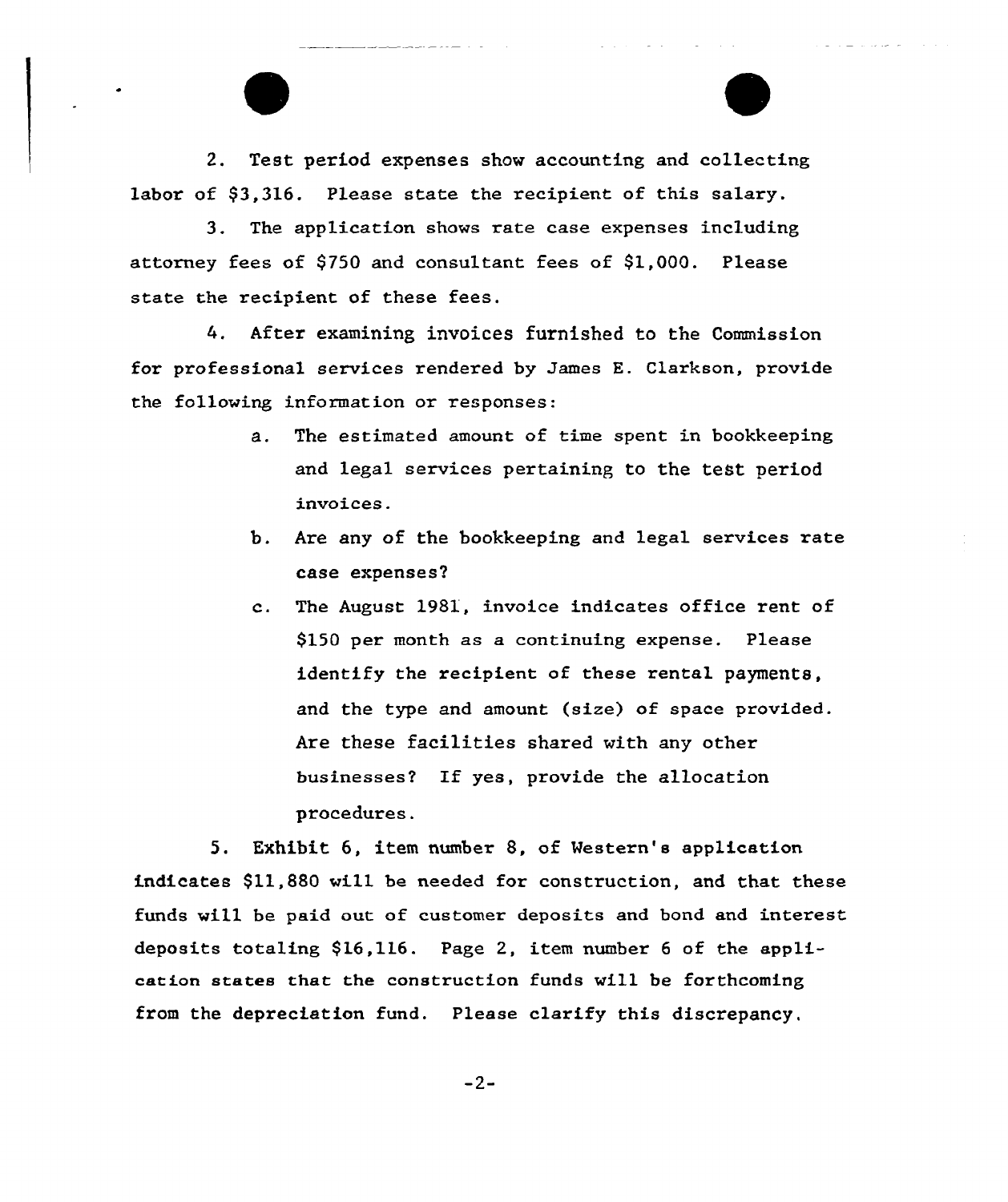2. Test period expenses show accounting and collecting labor of $3,316. Please state the recipient of this salary.

3. The application shows rate case expenses including attorney fees of $750 and consultant fees of $1,000. Please state the recipient of these fees.

4. After examining invoices furnished to the Commission for professional services rendered by James E. Clarkson, provide the following information or responses:

   a. The estimated amount of time spent in bookkeeping and legal services pertaining to the test period invoices.

   b. Are any of the bookkeeping and legal services rate case expenses?

   c. The August 1981, invoice indicates office rent of $150 per month as a continuing expense. Please identify the recipient of these rental payments, and the type and amount (size) of space provided. Are these facilities shared with any other businesses? If yes, provide the allocation procedures.

5. Exhibit 6, item number 8, of Western's application indicates $11,880 will be needed for construction, and that these funds will be paid out of customer deposits and bond and interest deposits totaling $16,116. Page 2, item number 6 of the application states that the construction funds will be forthcoming from the depreciation fund. Please clarify this discrepancy.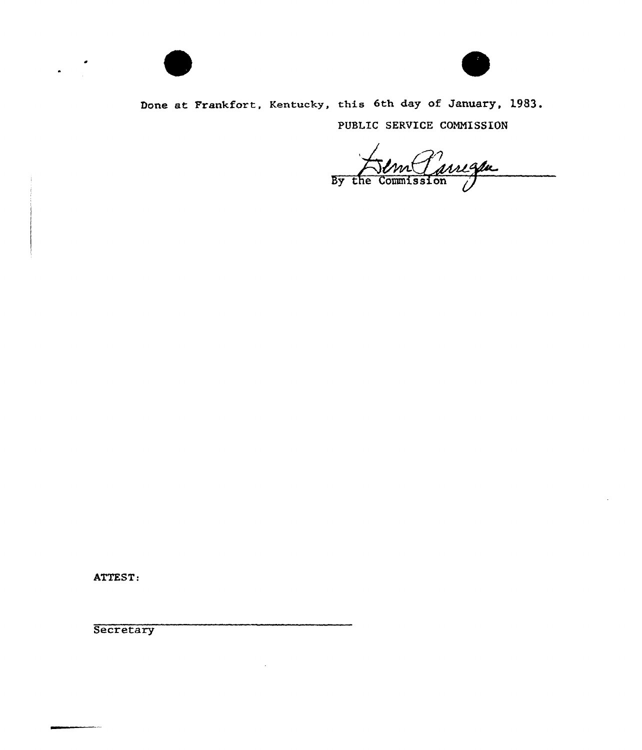Done at Frankfort, Kentucky, this 6th day of January, 1983.

PUBLIC SERVICE COMMISSION

By the Commission

ATTEST:

Secretary